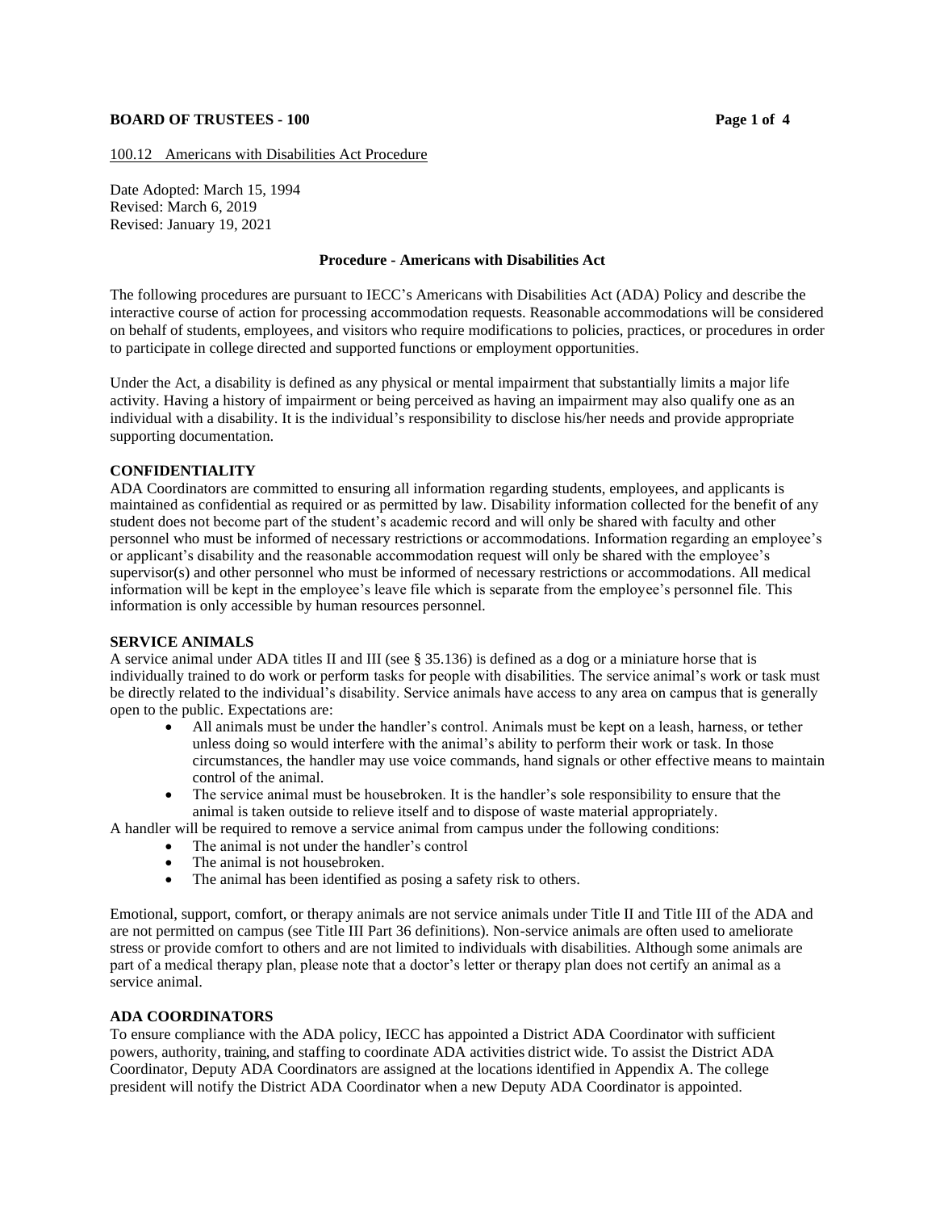**BOARD OF TRUSTEES - 100**

100.12 Americans with Disabilities Act Procedure

Date Adopted: March 15, 1994
Revised: March 6, 2019
Revised: January 19, 2021

**Procedure - Americans with Disabilities Act**

The following procedures are pursuant to IECC's Americans with Disabilities Act (ADA) Policy and describe the interactive course of action for processing accommodation requests. Reasonable accommodations will be considered on behalf of students, employees, and visitors who require modifications to policies, practices, or procedures in order to participate in college directed and supported functions or employment opportunities.

Under the Act, a disability is defined as any physical or mental impairment that substantially limits a major life activity. Having a history of impairment or being perceived as having an impairment may also qualify one as an individual with a disability. It is the individual's responsibility to disclose his/her needs and provide appropriate supporting documentation.

**CONFIDENTIALITY**

ADA Coordinators are committed to ensuring all information regarding students, employees, and applicants is maintained as confidential as required or as permitted by law. Disability information collected for the benefit of any student does not become part of the student's academic record and will only be shared with faculty and other personnel who must be informed of necessary restrictions or accommodations. Information regarding an employee's or applicant's disability and the reasonable accommodation request will only be shared with the employee's supervisor(s) and other personnel who must be informed of necessary restrictions or accommodations. All medical information will be kept in the employee's leave file which is separate from the employee's personnel file. This information is only accessible by human resources personnel.

**SERVICE ANIMALS**

A service animal under ADA titles II and III (see § 35.136) is defined as a dog or a miniature horse that is individually trained to do work or perform tasks for people with disabilities. The service animal's work or task must be directly related to the individual's disability. Service animals have access to any area on campus that is generally open to the public. Expectations are:

- All animals must be under the handler's control. Animals must be kept on a leash, harness, or tether unless doing so would interfere with the animal's ability to perform their work or task. In those circumstances, the handler may use voice commands, hand signals or other effective means to maintain control of the animal.
- The service animal must be housebroken. It is the handler's sole responsibility to ensure that the animal is taken outside to relieve itself and to dispose of waste material appropriately.

A handler will be required to remove a service animal from campus under the following conditions:

- The animal is not under the handler's control
- The animal is not housebroken.
- The animal has been identified as posing a safety risk to others.

Emotional, support, comfort, or therapy animals are not service animals under Title II and Title III of the ADA and are not permitted on campus (see Title III Part 36 definitions). Non-service animals are often used to ameliorate stress or provide comfort to others and are not limited to individuals with disabilities. Although some animals are part of a medical therapy plan, please note that a doctor's letter or therapy plan does not certify an animal as a service animal.

**ADA COORDINATORS**

To ensure compliance with the ADA policy, IECC has appointed a District ADA Coordinator with sufficient powers, authority, training, and staffing to coordinate ADA activities district wide. To assist the District ADA Coordinator, Deputy ADA Coordinators are assigned at the locations identified in Appendix A. The college president will notify the District ADA Coordinator when a new Deputy ADA Coordinator is appointed.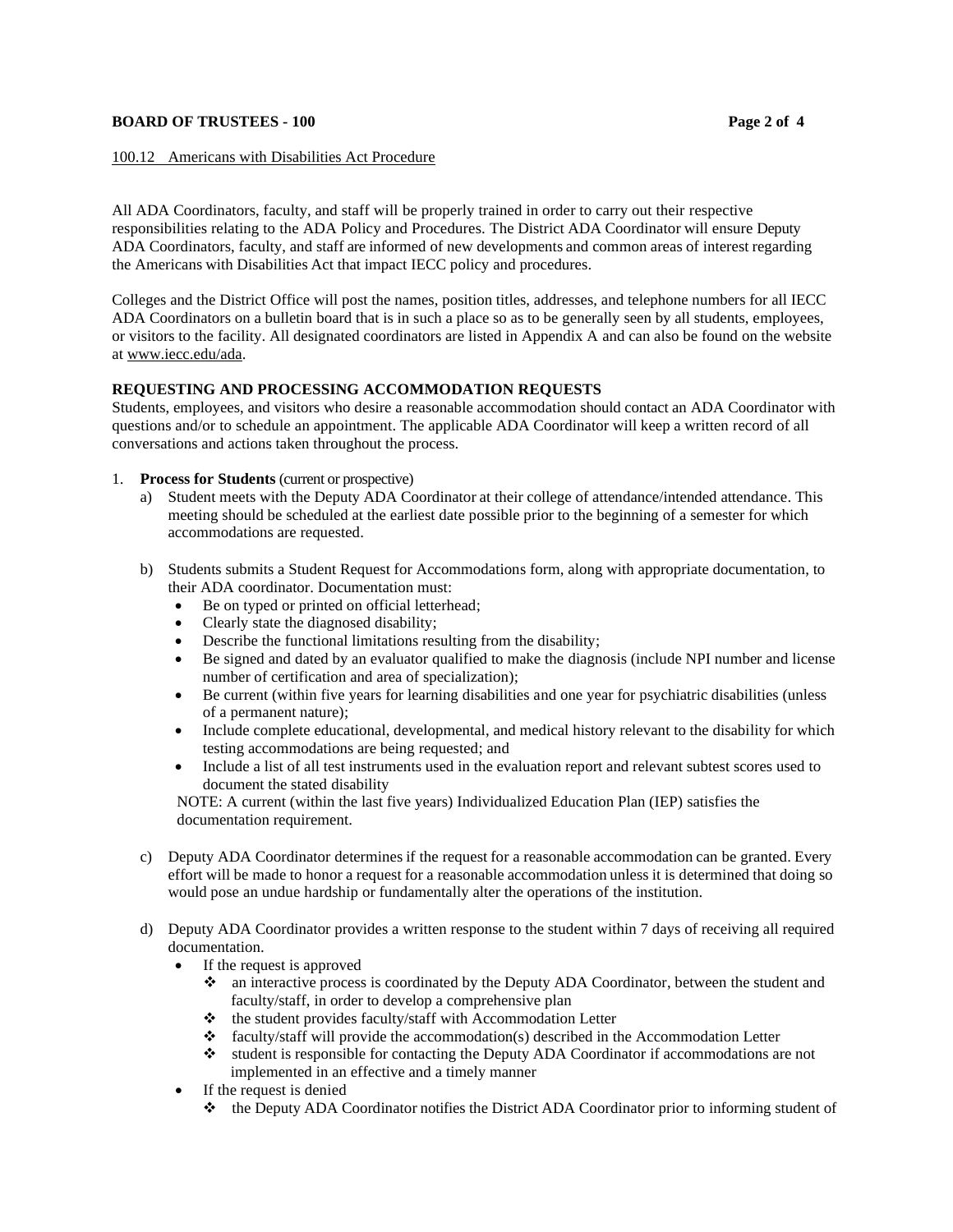100.12 Americans with Disabilities Act Procedure

All ADA Coordinators, faculty, and staff will be properly trained in order to carry out their respective responsibilities relating to the ADA Policy and Procedures. The District ADA Coordinator will ensure Deputy ADA Coordinators, faculty, and staff are informed of new developments and common areas of interest regarding the Americans with Disabilities Act that impact IECC policy and procedures.

Colleges and the District Office will post the names, position titles, addresses, and telephone numbers for all IECC ADA Coordinators on a bulletin board that is in such a place so as to be generally seen by all students, employees, or visitors to the facility. All designated coordinators are listed in Appendix A and can also be found on the website at www.iecc.edu/ada.

**REQUESTING AND PROCESSING ACCOMMODATION REQUESTS**

Students, employees, and visitors who desire a reasonable accommodation should contact an ADA Coordinator with questions and/or to schedule an appointment. The applicable ADA Coordinator will keep a written record of all conversations and actions taken throughout the process.

1. **Process for Students** (current or prospective)
   a) Student meets with the Deputy ADA Coordinator at their college of attendance/intended attendance. This meeting should be scheduled at the earliest date possible prior to the beginning of a semester for which accommodations are requested.

   b) Students submits a Student Request for Accommodations form, along with appropriate documentation, to their ADA coordinator. Documentation must:
      - Be on typed or printed on official letterhead;
      - Clearly state the diagnosed disability;
      - Describe the functional limitations resulting from the disability;
      - Be signed and dated by an evaluator qualified to make the diagnosis (include NPI number and license number of certification and area of specialization);
      - Be current (within five years for learning disabilities and one year for psychiatric disabilities (unless of a permanent nature);
      - Include complete educational, developmental, and medical history relevant to the disability for which testing accommodations are being requested; and
      - Include a list of all test instruments used in the evaluation report and relevant subtest scores used to document the stated disability

      NOTE: A current (within the last five years) Individualized Education Plan (IEP) satisfies the documentation requirement.

   c) Deputy ADA Coordinator determines if the request for a reasonable accommodation can be granted. Every effort will be made to honor a request for a reasonable accommodation unless it is determined that doing so would pose an undue hardship or fundamentally alter the operations of the institution.

   d) Deputy ADA Coordinator provides a written response to the student within 7 days of receiving all required documentation.
      - If the request is approved
        - an interactive process is coordinated by the Deputy ADA Coordinator, between the student and faculty/staff, in order to develop a comprehensive plan
        - the student provides faculty/staff with Accommodation Letter
        - faculty/staff will provide the accommodation(s) described in the Accommodation Letter
        - student is responsible for contacting the Deputy ADA Coordinator if accommodations are not implemented in an effective and a timely manner
      - If the request is denied
        - the Deputy ADA Coordinator notifies the District ADA Coordinator prior to informing student of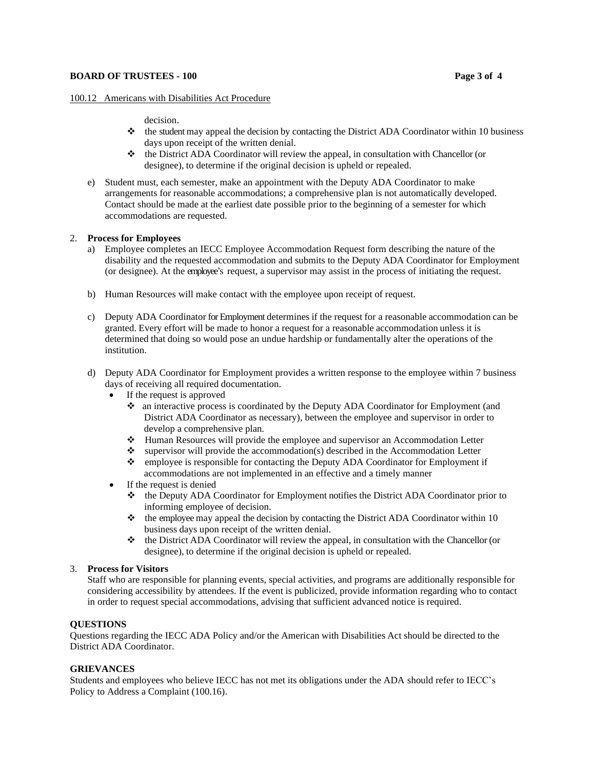100.12 Americans with Disabilities Act Procedure

decision.

- ❖ the student may appeal the decision by contacting the District ADA Coordinator within 10 business days upon receipt of the written denial.
- ❖ the District ADA Coordinator will review the appeal, in consultation with Chancellor (or designee), to determine if the original decision is upheld or repealed.

e) Student must, each semester, make an appointment with the Deputy ADA Coordinator to make arrangements for reasonable accommodations; a comprehensive plan is not automatically developed. Contact should be made at the earliest date possible prior to the beginning of a semester for which accommodations are requested.

2. **Process for Employees**

   a) Employee completes an IECC Employee Accommodation Request form describing the nature of the disability and the requested accommodation and submits to the Deputy ADA Coordinator for Employment (or designee). At the employee's request, a supervisor may assist in the process of initiating the request.

   b) Human Resources will make contact with the employee upon receipt of request.

   c) Deputy ADA Coordinator for Employment determines if the request for a reasonable accommodation can be granted. Every effort will be made to honor a request for a reasonable accommodation unless it is determined that doing so would pose an undue hardship or fundamentally alter the operations of the institution.

   d) Deputy ADA Coordinator for Employment provides a written response to the employee within 7 business days of receiving all required documentation.
      - If the request is approved
        - ❖ an interactive process is coordinated by the Deputy ADA Coordinator for Employment (and District ADA Coordinator as necessary), between the employee and supervisor in order to develop a comprehensive plan.
        - ❖ Human Resources will provide the employee and supervisor an Accommodation Letter
        - ❖ supervisor will provide the accommodation(s) described in the Accommodation Letter
        - ❖ employee is responsible for contacting the Deputy ADA Coordinator for Employment if accommodations are not implemented in an effective and a timely manner
      - If the request is denied
        - ❖ the Deputy ADA Coordinator for Employment notifies the District ADA Coordinator prior to informing employee of decision.
        - ❖ the employee may appeal the decision by contacting the District ADA Coordinator within 10 business days upon receipt of the written denial.
        - ❖ the District ADA Coordinator will review the appeal, in consultation with the Chancellor (or designee), to determine if the original decision is upheld or repealed.

3. **Process for Visitors**

   Staff who are responsible for planning events, special activities, and programs are additionally responsible for considering accessibility by attendees. If the event is publicized, provide information regarding who to contact in order to request special accommodations, advising that sufficient advanced notice is required.

**QUESTIONS**

Questions regarding the IECC ADA Policy and/or the American with Disabilities Act should be directed to the District ADA Coordinator.

**GRIEVANCES**

Students and employees who believe IECC has not met its obligations under the ADA should refer to IECC's Policy to Address a Complaint (100.16).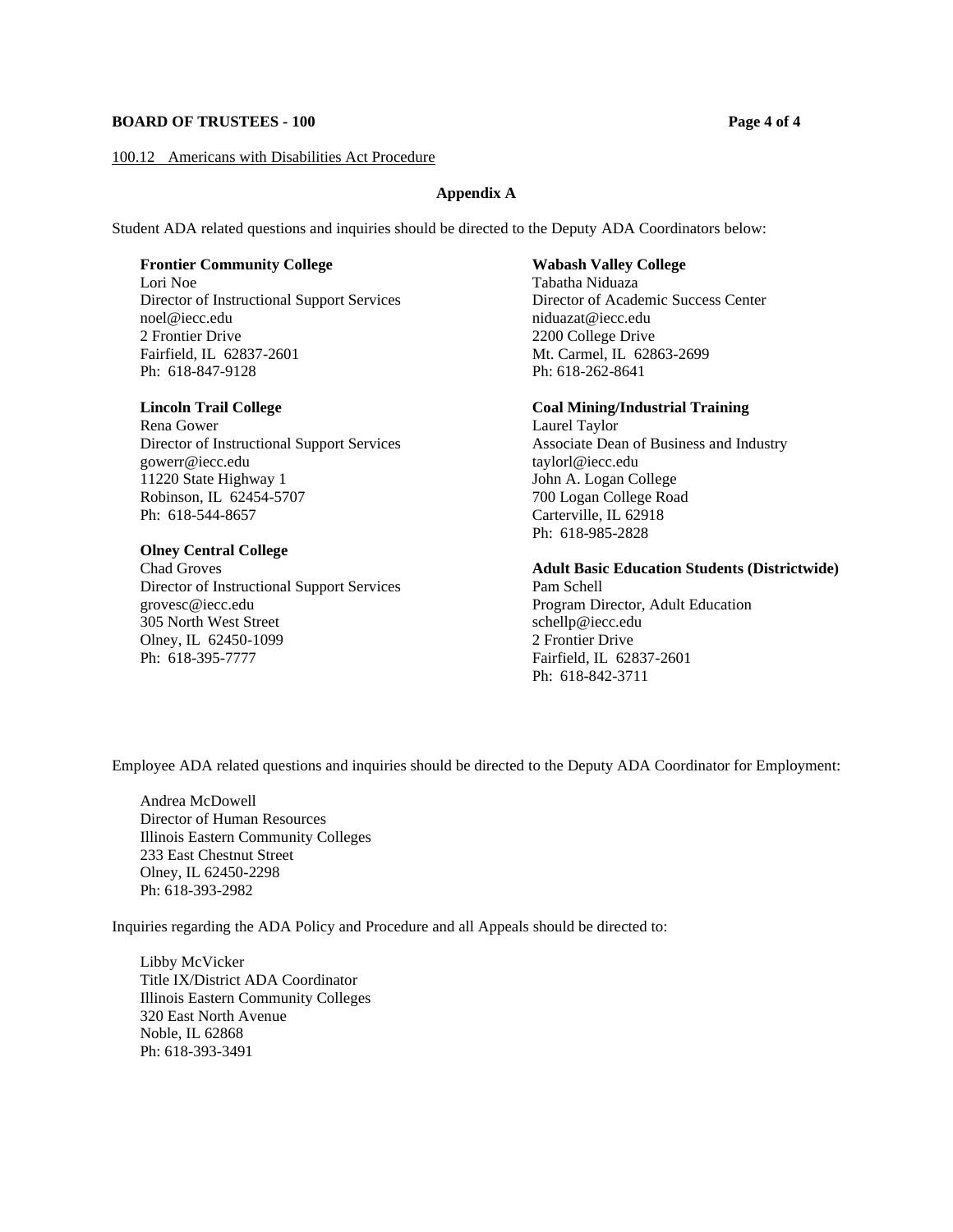100.12 Americans with Disabilities Act Procedure

**Appendix A**

Student ADA related questions and inquiries should be directed to the Deputy ADA Coordinators below:

**Frontier Community College**
Lori Noe
Director of Instructional Support Services
noel@iecc.edu
2 Frontier Drive
Fairfield, IL 62837-2601
Ph: 618-847-9128

**Lincoln Trail College**
Rena Gower
Director of Instructional Support Services
gowerr@iecc.edu
11220 State Highway 1
Robinson, IL 62454-5707
Ph: 618-544-8657

**Olney Central College**
Chad Groves
Director of Instructional Support Services
grovesc@iecc.edu
305 North West Street
Olney, IL 62450-1099
Ph: 618-395-7777

**Wabash Valley College**
Tabatha Niduaza
Director of Academic Success Center
niduazat@iecc.edu
2200 College Drive
Mt. Carmel, IL 62863-2699
Ph: 618-262-8641

**Coal Mining/Industrial Training**
Laurel Taylor
Associate Dean of Business and Industry
taylorl@iecc.edu
John A. Logan College
700 Logan College Road
Carterville, IL 62918
Ph: 618-985-2828

**Adult Basic Education Students (Districtwide)**
Pam Schell
Program Director, Adult Education
schellp@iecc.edu
2 Frontier Drive
Fairfield, IL 62837-2601
Ph: 618-842-3711

Employee ADA related questions and inquiries should be directed to the Deputy ADA Coordinator for Employment:

Andrea McDowell
Director of Human Resources
Illinois Eastern Community Colleges
233 East Chestnut Street
Olney, IL 62450-2298
Ph: 618-393-2982

Inquiries regarding the ADA Policy and Procedure and all Appeals should be directed to:

Libby McVicker
Title IX/District ADA Coordinator
Illinois Eastern Community Colleges
320 East North Avenue
Noble, IL 62868
Ph: 618-393-3491